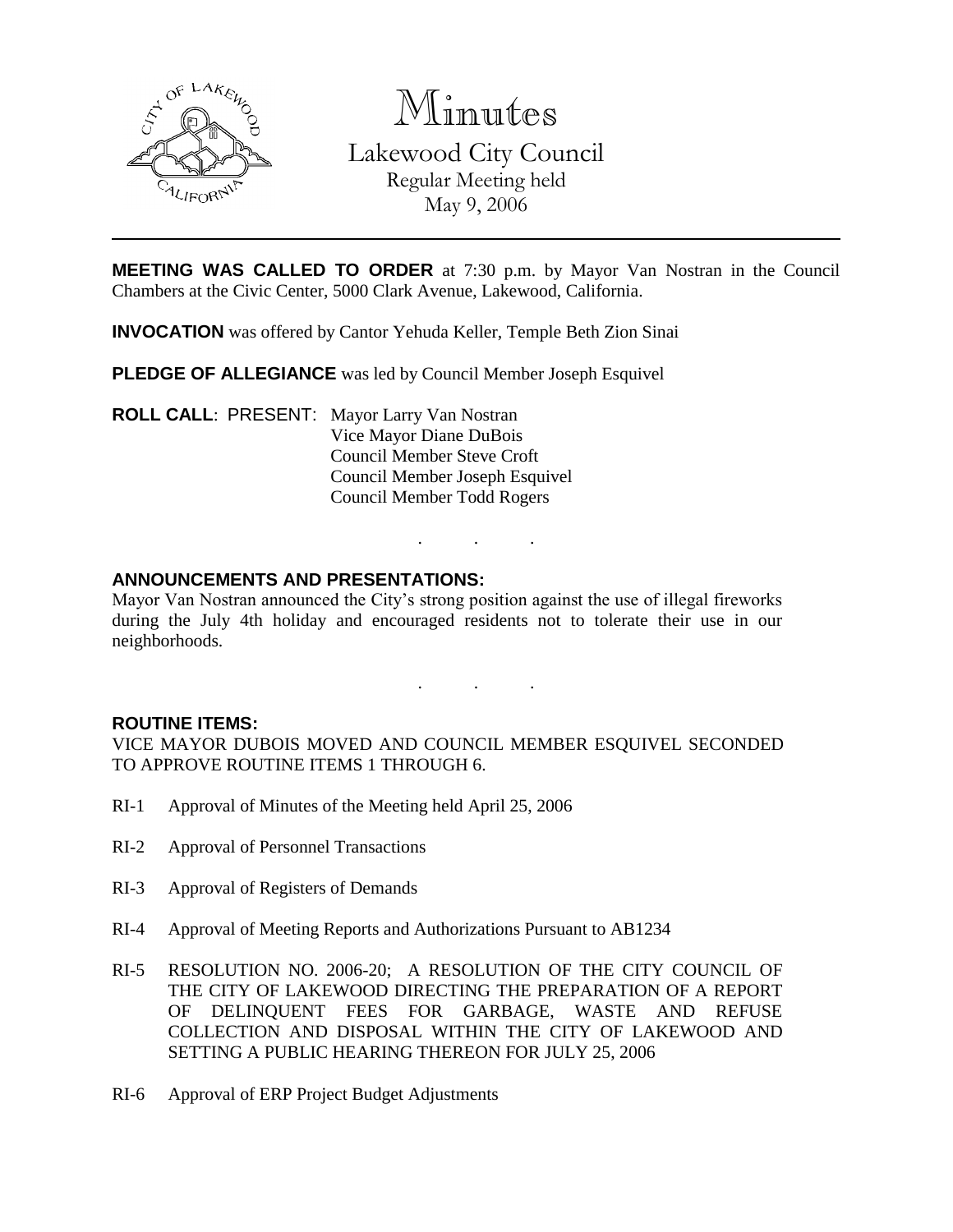# Minutes

Lakewood City Council
Regular Meeting held
May 9, 2006

---

**MEETING WAS CALLED TO ORDER** at 7:30 p.m. by Mayor Van Nostran in the Council Chambers at the Civic Center, 5000 Clark Avenue, Lakewood, California.

**INVOCATION** was offered by Cantor Yehuda Keller, Temple Beth Zion Sinai

**PLEDGE OF ALLEGIANCE** was led by Council Member Joseph Esquivel

**ROLL CALL**: PRESENT: Mayor Larry Van Nostran
Vice Mayor Diane DuBois
Council Member Steve Croft
Council Member Joseph Esquivel
Council Member Todd Rogers

. . .

**ANNOUNCEMENTS AND PRESENTATIONS:**

Mayor Van Nostran announced the City's strong position against the use of illegal fireworks during the July 4th holiday and encouraged residents not to tolerate their use in our neighborhoods.

. . .

**ROUTINE ITEMS:**

VICE MAYOR DUBOIS MOVED AND COUNCIL MEMBER ESQUIVEL SECONDED TO APPROVE ROUTINE ITEMS 1 THROUGH 6.

RI-1 Approval of Minutes of the Meeting held April 25, 2006

RI-2 Approval of Personnel Transactions

RI-3 Approval of Registers of Demands

RI-4 Approval of Meeting Reports and Authorizations Pursuant to AB1234

RI-5 RESOLUTION NO. 2006-20; A RESOLUTION OF THE CITY COUNCIL OF THE CITY OF LAKEWOOD DIRECTING THE PREPARATION OF A REPORT OF DELINQUENT FEES FOR GARBAGE, WASTE AND REFUSE COLLECTION AND DISPOSAL WITHIN THE CITY OF LAKEWOOD AND SETTING A PUBLIC HEARING THEREON FOR JULY 25, 2006

RI-6 Approval of ERP Project Budget Adjustments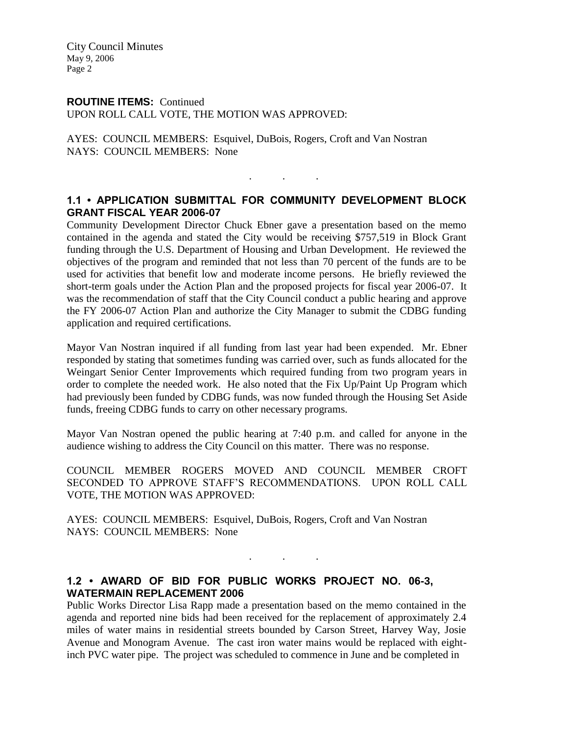**ROUTINE ITEMS:** Continued
UPON ROLL CALL VOTE, THE MOTION WAS APPROVED:

AYES: COUNCIL MEMBERS: Esquivel, DuBois, Rogers, Croft and Van Nostran
NAYS: COUNCIL MEMBERS: None

. . .

## 1.1 • APPLICATION SUBMITTAL FOR COMMUNITY DEVELOPMENT BLOCK GRANT FISCAL YEAR 2006-07

Community Development Director Chuck Ebner gave a presentation based on the memo contained in the agenda and stated the City would be receiving $757,519 in Block Grant funding through the U.S. Department of Housing and Urban Development. He reviewed the objectives of the program and reminded that not less than 70 percent of the funds are to be used for activities that benefit low and moderate income persons. He briefly reviewed the short-term goals under the Action Plan and the proposed projects for fiscal year 2006-07. It was the recommendation of staff that the City Council conduct a public hearing and approve the FY 2006-07 Action Plan and authorize the City Manager to submit the CDBG funding application and required certifications.

Mayor Van Nostran inquired if all funding from last year had been expended. Mr. Ebner responded by stating that sometimes funding was carried over, such as funds allocated for the Weingart Senior Center Improvements which required funding from two program years in order to complete the needed work. He also noted that the Fix Up/Paint Up Program which had previously been funded by CDBG funds, was now funded through the Housing Set Aside funds, freeing CDBG funds to carry on other necessary programs.

Mayor Van Nostran opened the public hearing at 7:40 p.m. and called for anyone in the audience wishing to address the City Council on this matter. There was no response.

COUNCIL MEMBER ROGERS MOVED AND COUNCIL MEMBER CROFT SECONDED TO APPROVE STAFF'S RECOMMENDATIONS. UPON ROLL CALL VOTE, THE MOTION WAS APPROVED:

AYES: COUNCIL MEMBERS: Esquivel, DuBois, Rogers, Croft and Van Nostran
NAYS: COUNCIL MEMBERS: None

. . .

## 1.2 • AWARD OF BID FOR PUBLIC WORKS PROJECT NO. 06-3, WATERMAIN REPLACEMENT 2006

Public Works Director Lisa Rapp made a presentation based on the memo contained in the agenda and reported nine bids had been received for the replacement of approximately 2.4 miles of water mains in residential streets bounded by Carson Street, Harvey Way, Josie Avenue and Monogram Avenue. The cast iron water mains would be replaced with eight-inch PVC water pipe. The project was scheduled to commence in June and be completed in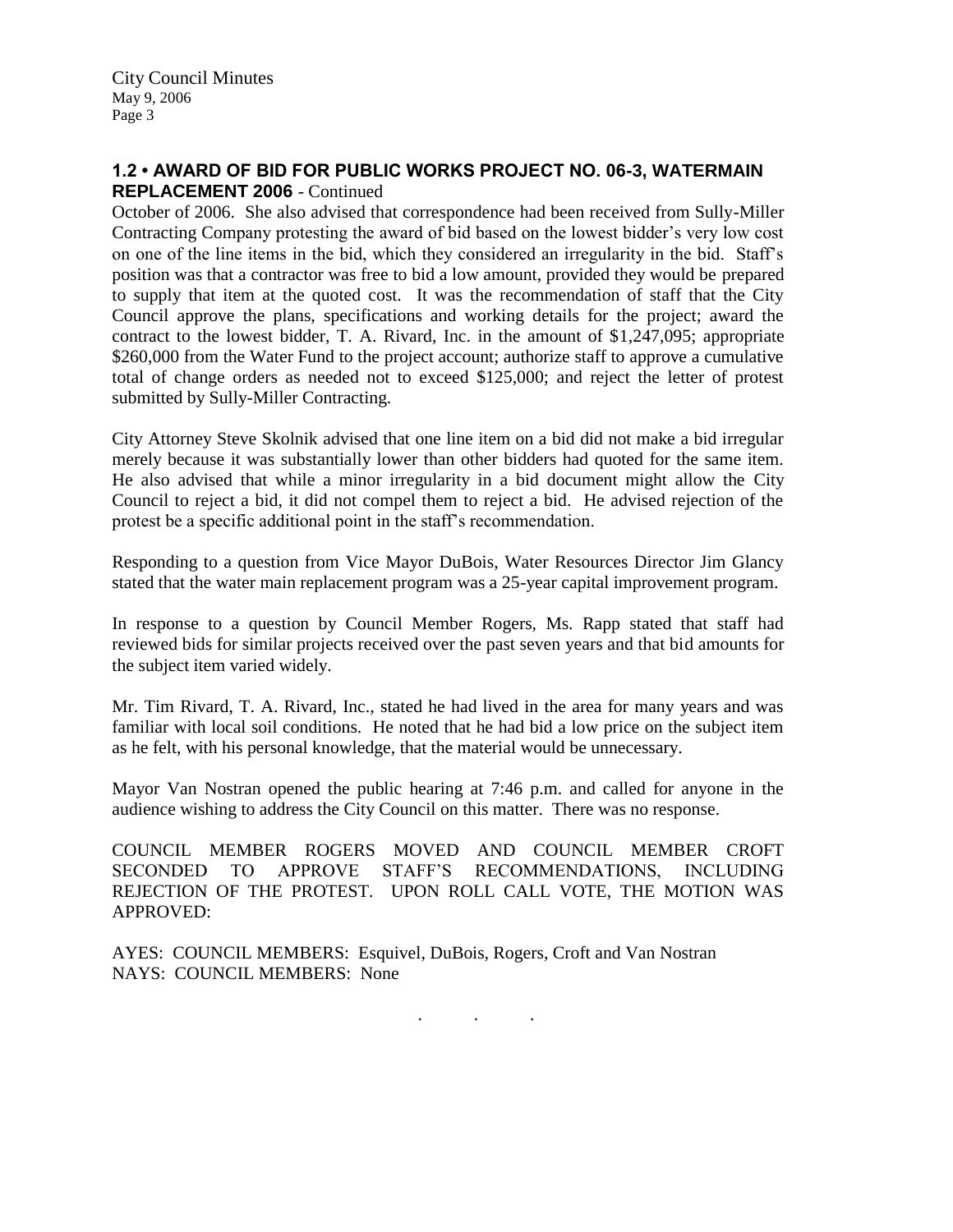### 1.2 • AWARD OF BID FOR PUBLIC WORKS PROJECT NO. 06-3, WATERMAIN REPLACEMENT 2006 - Continued

October of 2006. She also advised that correspondence had been received from Sully-Miller Contracting Company protesting the award of bid based on the lowest bidder's very low cost on one of the line items in the bid, which they considered an irregularity in the bid. Staff's position was that a contractor was free to bid a low amount, provided they would be prepared to supply that item at the quoted cost. It was the recommendation of staff that the City Council approve the plans, specifications and working details for the project; award the contract to the lowest bidder, T. A. Rivard, Inc. in the amount of $1,247,095; appropriate $260,000 from the Water Fund to the project account; authorize staff to approve a cumulative total of change orders as needed not to exceed $125,000; and reject the letter of protest submitted by Sully-Miller Contracting.

City Attorney Steve Skolnik advised that one line item on a bid did not make a bid irregular merely because it was substantially lower than other bidders had quoted for the same item. He also advised that while a minor irregularity in a bid document might allow the City Council to reject a bid, it did not compel them to reject a bid. He advised rejection of the protest be a specific additional point in the staff's recommendation.

Responding to a question from Vice Mayor DuBois, Water Resources Director Jim Glancy stated that the water main replacement program was a 25-year capital improvement program.

In response to a question by Council Member Rogers, Ms. Rapp stated that staff had reviewed bids for similar projects received over the past seven years and that bid amounts for the subject item varied widely.

Mr. Tim Rivard, T. A. Rivard, Inc., stated he had lived in the area for many years and was familiar with local soil conditions. He noted that he had bid a low price on the subject item as he felt, with his personal knowledge, that the material would be unnecessary.

Mayor Van Nostran opened the public hearing at 7:46 p.m. and called for anyone in the audience wishing to address the City Council on this matter. There was no response.

COUNCIL MEMBER ROGERS MOVED AND COUNCIL MEMBER CROFT SECONDED TO APPROVE STAFF'S RECOMMENDATIONS, INCLUDING REJECTION OF THE PROTEST. UPON ROLL CALL VOTE, THE MOTION WAS APPROVED:

AYES: COUNCIL MEMBERS: Esquivel, DuBois, Rogers, Croft and Van Nostran
NAYS: COUNCIL MEMBERS: None

. . .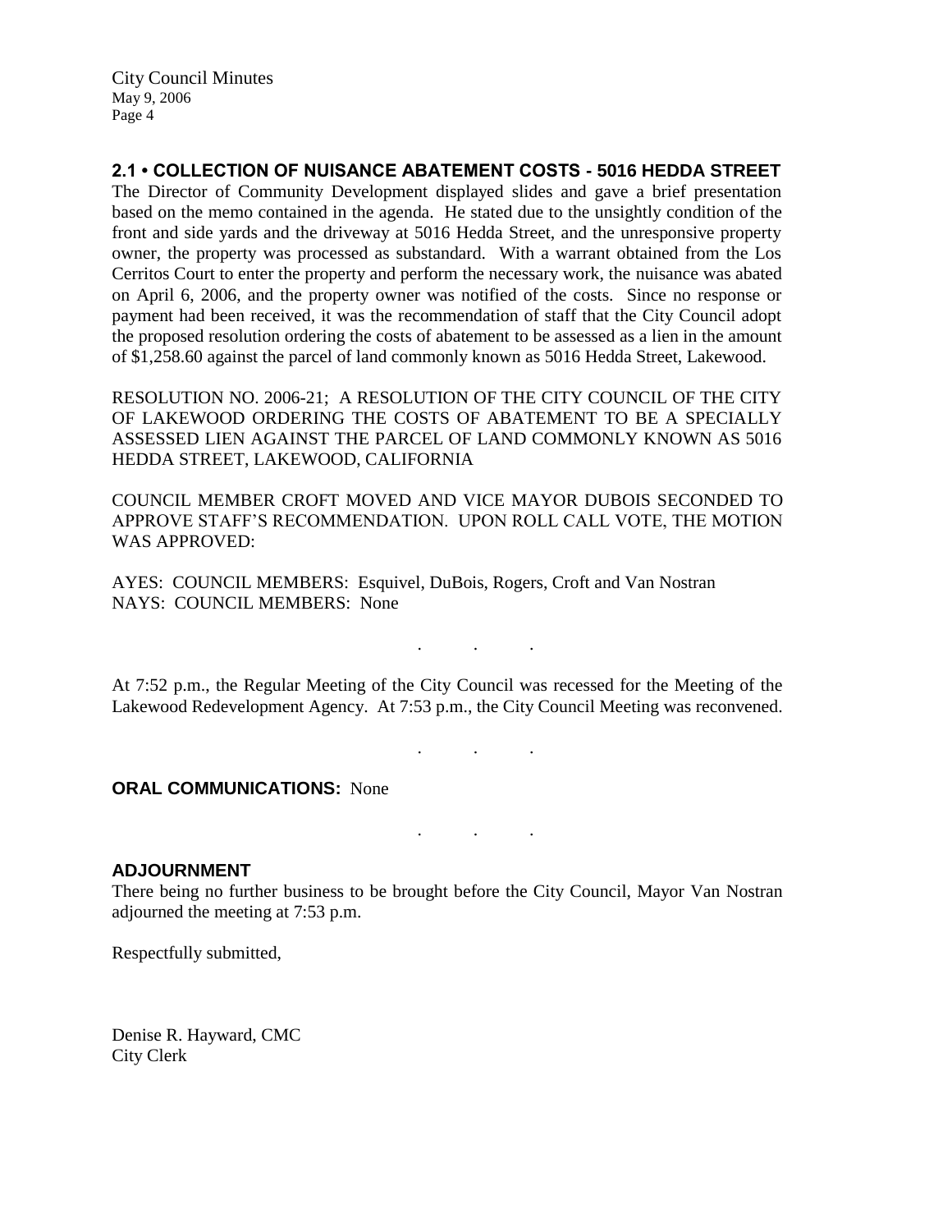## 2.1 • COLLECTION OF NUISANCE ABATEMENT COSTS - 5016 HEDDA STREET

The Director of Community Development displayed slides and gave a brief presentation based on the memo contained in the agenda. He stated due to the unsightly condition of the front and side yards and the driveway at 5016 Hedda Street, and the unresponsive property owner, the property was processed as substandard. With a warrant obtained from the Los Cerritos Court to enter the property and perform the necessary work, the nuisance was abated on April 6, 2006, and the property owner was notified of the costs. Since no response or payment had been received, it was the recommendation of staff that the City Council adopt the proposed resolution ordering the costs of abatement to be assessed as a lien in the amount of $1,258.60 against the parcel of land commonly known as 5016 Hedda Street, Lakewood.

RESOLUTION NO. 2006-21; A RESOLUTION OF THE CITY COUNCIL OF THE CITY OF LAKEWOOD ORDERING THE COSTS OF ABATEMENT TO BE A SPECIALLY ASSESSED LIEN AGAINST THE PARCEL OF LAND COMMONLY KNOWN AS 5016 HEDDA STREET, LAKEWOOD, CALIFORNIA

COUNCIL MEMBER CROFT MOVED AND VICE MAYOR DUBOIS SECONDED TO APPROVE STAFF'S RECOMMENDATION. UPON ROLL CALL VOTE, THE MOTION WAS APPROVED:

AYES: COUNCIL MEMBERS: Esquivel, DuBois, Rogers, Croft and Van Nostran
NAYS: COUNCIL MEMBERS: None

. . .

At 7:52 p.m., the Regular Meeting of the City Council was recessed for the Meeting of the Lakewood Redevelopment Agency. At 7:53 p.m., the City Council Meeting was reconvened.

. . .

**ORAL COMMUNICATIONS:** None

. . .

## ADJOURNMENT

There being no further business to be brought before the City Council, Mayor Van Nostran adjourned the meeting at 7:53 p.m.

Respectfully submitted,

Denise R. Hayward, CMC
City Clerk